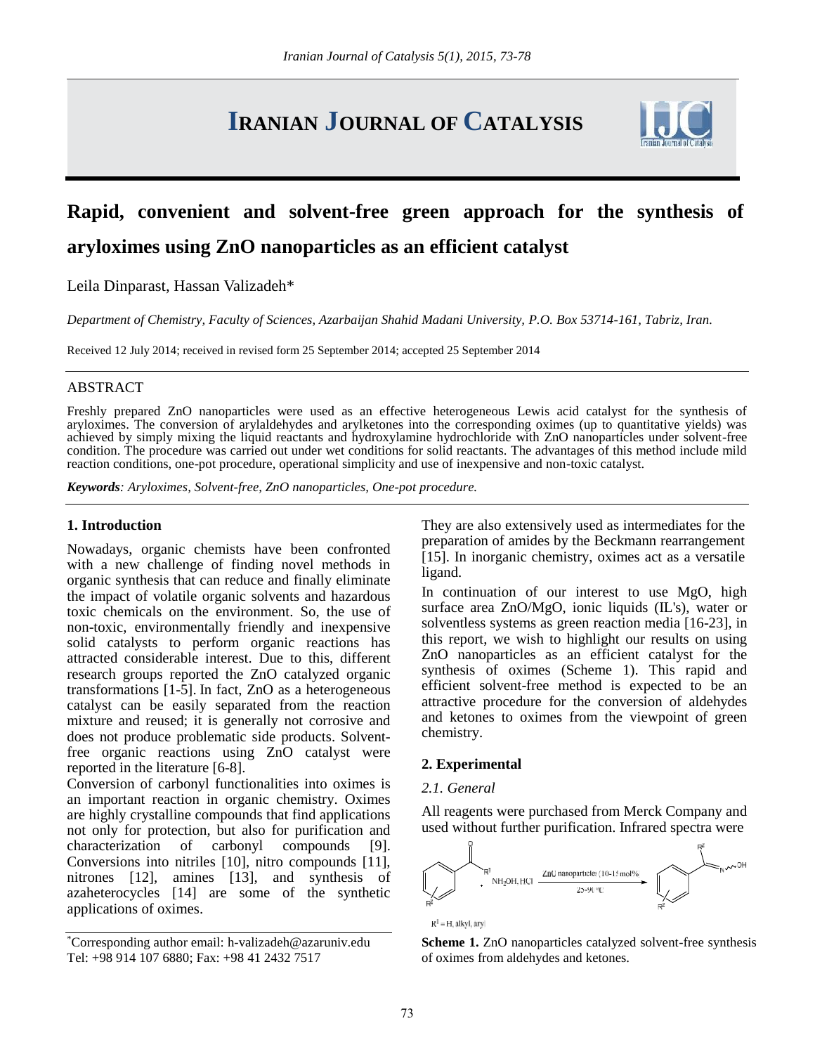# IRANIAN JOURNAL OF CATALYSIS

## Rapid, convenient and solvent-free green approach for the synthesis of aryloximes using ZnO nanoparticles as an efficient catalyst

Leila Dinparast, Hassan Valizadeh*

*Department of Chemistry, Faculty of Sciences, Azarbaijan Shahid Madani University, P.O. Box 53714-161, Tabriz, Iran.*

Received 12 July 2014; received in revised form 25 September 2014; accepted 25 September 2014

### ABSTRACT

Freshly prepared ZnO nanoparticles were used as an effective heterogeneous Lewis acid catalyst for the synthesis of aryloximes. The conversion of arylaldehydes and arylketones into the corresponding oximes (up to quantitative yields) was achieved by simply mixing the liquid reactants and hydroxylamine hydrochloride with ZnO nanoparticles under solvent-free condition. The procedure was carried out under wet conditions for solid reactants. The advantages of this method include mild reaction conditions, one-pot procedure, operational simplicity and use of inexpensive and non-toxic catalyst.

***Keywords**: Aryloximes, Solvent-free, ZnO nanoparticles, One-pot procedure.*

### 1. Introduction

Nowadays, organic chemists have been confronted with a new challenge of finding novel methods in organic synthesis that can reduce and finally eliminate the impact of volatile organic solvents and hazardous toxic chemicals on the environment. So, the use of non-toxic, environmentally friendly and inexpensive solid catalysts to perform organic reactions has attracted considerable interest. Due to this, different research groups reported the ZnO catalyzed organic transformations [1-5]. In fact, ZnO as a heterogeneous catalyst can be easily separated from the reaction mixture and reused; it is generally not corrosive and does not produce problematic side products. Solvent-free organic reactions using ZnO catalyst were reported in the literature [6-8].

Conversion of carbonyl functionalities into oximes is an important reaction in organic chemistry. Oximes are highly crystalline compounds that find applications not only for protection, but also for purification and characterization of carbonyl compounds [9]. Conversions into nitriles [10], nitro compounds [11], nitrones [12], amines [13], and synthesis of azaheterocycles [14] are some of the synthetic applications of oximes.

They are also extensively used as intermediates for the preparation of amides by the Beckmann rearrangement [15]. In inorganic chemistry, oximes act as a versatile ligand.

In continuation of our interest to use MgO, high surface area ZnO/MgO, ionic liquids (IL's), water or solventless systems as green reaction media [16-23], in this report, we wish to highlight our results on using ZnO nanoparticles as an efficient catalyst for the synthesis of oximes (Scheme 1). This rapid and efficient solvent-free method is expected to be an attractive procedure for the conversion of aldehydes and ketones to oximes from the viewpoint of green chemistry.

### 2. Experimental

#### *2.1. General*

All reagents were purchased from Merck Company and used without further purification. Infrared spectra were

$R^1$ = H, alkyl, aryl

**Scheme 1.** ZnO nanoparticles catalyzed solvent-free synthesis of oximes from aldehydes and ketones.

*Corresponding author email: h-valizadeh@azaruniv.edu
Tel: +98 914 107 6880; Fax: +98 41 2432 7517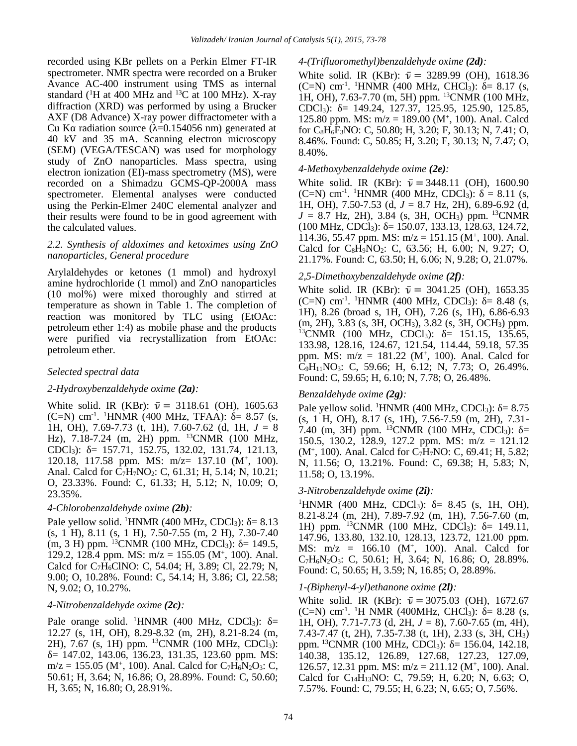recorded using KBr pellets on a Perkin Elmer FT-IR spectrometer. NMR spectra were recorded on a Bruker Avance AC-400 instrument using TMS as internal standard ($^{1}$H at 400 MHz and $^{13}$C at 100 MHz). X-ray diffraction (XRD) was performed by using a Brucker AXF (D8 Advance) X-ray power diffractometer with a Cu Kα radiation source (λ=0.154056 nm) generated at 40 kV and 35 mA. Scanning electron microscopy (SEM) (VEGA/TESCAN) was used for morphology study of ZnO nanoparticles. Mass spectra, using electron ionization (EI)-mass spectrometry (MS), were recorded on a Shimadzu GCMS-QP-2000A mass spectrometer. Elemental analyses were conducted using the Perkin-Elmer 240C elemental analyzer and their results were found to be in good agreement with the calculated values.

### *2.2. Synthesis of aldoximes and ketoximes using ZnO nanoparticles, General procedure*

Arylaldehydes or ketones (1 mmol) and hydroxyl amine hydrochloride (1 mmol) and ZnO nanoparticles (10 mol%) were mixed thoroughly and stirred at temperature as shown in Table 1. The completion of reaction was monitored by TLC using (EtOAc: petroleum ether 1:4) as mobile phase and the products were purified via recrystallization from EtOAc: petroleum ether.

*Selected spectral data*

*2-Hydroxybenzaldehyde oxime **(2a)**:*

White solid. IR (KBr): $\bar{\nu}$ = 3118.61 (OH), 1605.63 (C=N) cm$^{-1}$. $^{1}$HNMR (400 MHz, TFAA): δ= 8.57 (s, 1H, OH), 7.69-7.73 (t, 1H), 7.60-7.62 (d, 1H, *J* = 8 Hz), 7.18-7.24 (m, 2H) ppm. $^{13}$CNMR (100 MHz, CDCl$_3$): δ= 157.71, 152.75, 132.02, 131.74, 121.13, 120.18, 117.58 ppm. MS: m/z= 137.10 (M$^+$, 100). Anal. Calcd for $C_7H_7NO_2$: C, 61.31; H, 5.14; N, 10.21; O, 23.33%. Found: C, 61.33; H, 5.12; N, 10.09; O, 23.35%.

*4-Chlorobenzaldehyde oxime **(2b)**:*

Pale yellow solid. $^{1}$HNMR (400 MHz, CDCl$_3$): δ= 8.13 (s, 1 H), 8.11 (s, 1 H), 7.50-7.55 (m, 2 H), 7.30-7.40 (m, 3 H) ppm. $^{13}$CNMR (100 MHz, CDCl$_3$): δ= 149.5, 129.2, 128.4 ppm. MS: m/z = 155.05 (M$^+$, 100). Anal. Calcd for $C_7H_6ClNO$: C, 54.04; H, 3.89; Cl, 22.79; N, 9.00; O, 10.28%. Found: C, 54.14; H, 3.86; Cl, 22.58; N, 9.02; O, 10.27%.

*4-Nitrobenzaldehyde oxime **(2c)**:*

Pale orange solid. $^{1}$HNMR (400 MHz, CDCl$_3$): δ= 12.27 (s, 1H, OH), 8.29-8.32 (m, 2H), 8.21-8.24 (m, 2H), 7.67 (s, 1H) ppm. $^{13}$CNMR (100 MHz, CDCl$_3$): δ= 147.02, 143.06, 136.23, 131.35, 123.60 ppm. MS: m/z = 155.05 (M$^+$, 100). Anal. Calcd for $C_7H_6N_2O_3$: C, 50.61; H, 3.64; N, 16.86; O, 28.89%. Found: C, 50.60; H, 3.65; N, 16.80; O, 28.91%.

*4-(Trifluoromethyl)benzaldehyde oxime **(2d)**:*

White solid. IR (KBr): $\bar{\nu}$ = 3289.99 (OH), 1618.36 (C=N) cm$^{-1}$. $^{1}$HNMR (400 MHz, CHCl$_3$): δ= 8.17 (s, 1H, OH), 7.63-7.70 (m, 5H) ppm. $^{13}$CNMR (100 MHz, CDCl$_3$): δ= 149.24, 127.37, 125.95, 125.90, 125.85, 125.80 ppm. MS: m/z = 189.00 (M$^+$, 100). Anal. Calcd for $C_8H_6F_3NO$: C, 50.80; H, 3.20; F, 30.13; N, 7.41; O, 8.46%. Found: C, 50.85; H, 3.20; F, 30.13; N, 7.47; O, 8.40%.

*4-Methoxybenzaldehyde oxime **(2e)**:*

White solid. IR (KBr): $\bar{\nu}$ = 3448.11 (OH), 1600.90 (C=N) cm$^{-1}$. $^{1}$HNMR (400 MHz, CDCl$_3$): δ = 8.11 (s, 1H, OH), 7.50-7.53 (d, *J* = 8.7 Hz, 2H), 6.89-6.92 (d, *J* = 8.7 Hz, 2H), 3.84 (s, 3H, OCH$_3$) ppm. $^{13}$CNMR (100 MHz, CDCl$_3$): δ= 150.07, 133.13, 128.63, 124.72, 114.36, 55.47 ppm. MS: m/z = 151.15 (M$^+$, 100). Anal. Calcd for $C_8H_9NO_2$: C, 63.56; H, 6.00; N, 9.27; O, 21.17%. Found: C, 63.50; H, 6.06; N, 9.28; O, 21.07%.

*2,5-Dimethoxybenzaldehyde oxime **(2f)**:*

White solid. IR (KBr): $\bar{\nu}$ = 3041.25 (OH), 1653.35 (C=N) cm$^{-1}$. $^{1}$HNMR (400 MHz, CDCl$_3$): δ= 8.48 (s, 1H), 8.26 (broad s, 1H, OH), 7.26 (s, 1H), 6.86-6.93 (m, 2H), 3.83 (s, 3H, OCH$_3$), 3.82 (s, 3H, OCH$_3$) ppm. $^{13}$CNMR (100 MHz, CDCl$_3$): δ= 151.15, 135.65, 133.98, 128.16, 124.67, 121.54, 114.44, 59.18, 57.35 ppm. MS: m/z = 181.22 (M$^+$, 100). Anal. Calcd for $C_9H_{11}NO_3$: C, 59.66; H, 6.12; N, 7.73; O, 26.49%. Found: C, 59.65; H, 6.10; N, 7.78; O, 26.48%.

*Benzaldehyde oxime **(2g)**:*

Pale yellow solid. $^{1}$HNMR (400 MHz, CDCl$_3$): δ= 8.75 (s, 1 H, OH), 8.17 (s, 1H), 7.56-7.59 (m, 2H), 7.31-7.40 (m, 3H) ppm. $^{13}$CNMR (100 MHz, CDCl$_3$): δ= 150.5, 130.2, 128.9, 127.2 ppm. MS: m/z = 121.12 (M$^+$, 100). Anal. Calcd for $C_7H_7NO$: C, 69.41; H, 5.82; N, 11.56; O, 13.21%. Found: C, 69.38; H, 5.83; N, 11.58; O, 13.19%.

*3-Nitrobenzaldehyde oxime **(2i)**:*

$^{1}$HNMR (400 MHz, CDCl$_3$): δ= 8.45 (s, 1H, OH), 8.21-8.24 (m, 2H), 7.89-7.92 (m, 1H), 7.56-7.60 (m, 1H) ppm. $^{13}$CNMR (100 MHz, CDCl$_3$): δ= 149.11, 147.96, 133.80, 132.10, 128.13, 123.72, 121.00 ppm. MS: m/z = 166.10 (M$^+$, 100). Anal. Calcd for $C_7H_6N_2O_3$: C, 50.61; H, 3.64; N, 16.86; O, 28.89%. Found: C, 50.65; H, 3.59; N, 16.85; O, 28.89%.

*1-(Biphenyl-4-yl)ethanone oxime **(2l)**:*

White solid. IR (KBr): $\bar{\nu}$ = 3075.03 (OH), 1672.67 (C=N) cm$^{-1}$. $^{1}$H NMR (400MHz, CHCl$_3$): δ= 8.28 (s, 1H, OH), 7.71-7.73 (d, 2H, *J* = 8), 7.60-7.65 (m, 4H), 7.43-7.47 (t, 2H), 7.35-7.38 (t, 1H), 2.33 (s, 3H, CH$_3$) ppm. $^{13}$CNMR (100 MHz, CDCl$_3$): δ= 156.04, 142.18, 140.38, 135.12, 126.89, 127.68, 127.23, 127.09, 126.57, 12.31 ppm. MS: m/z = 211.12 (M$^+$, 100). Anal. Calcd for $C_{14}H_{13}NO$: C, 79.59; H, 6.20; N, 6.63; O, 7.57%. Found: C, 79.55; H, 6.23; N, 6.65; O, 7.56%.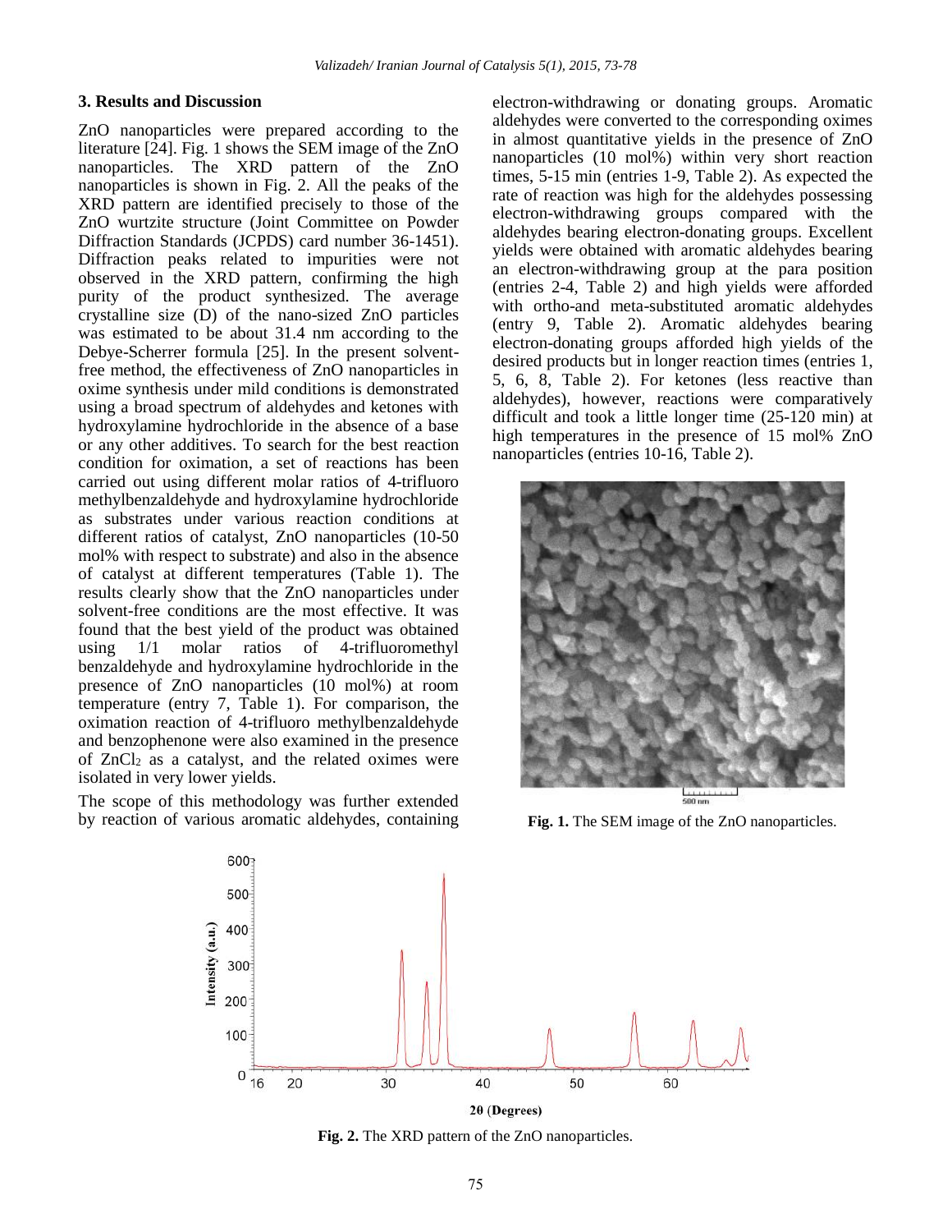## 3. Results and Discussion

ZnO nanoparticles were prepared according to the literature [24]. Fig. 1 shows the SEM image of the ZnO nanoparticles. The XRD pattern of the ZnO nanoparticles is shown in Fig. 2. All the peaks of the XRD pattern are identified precisely to those of the ZnO wurtzite structure (Joint Committee on Powder Diffraction Standards (JCPDS) card number 36-1451). Diffraction peaks related to impurities were not observed in the XRD pattern, confirming the high purity of the product synthesized. The average crystalline size (D) of the nano-sized ZnO particles was estimated to be about 31.4 nm according to the Debye-Scherrer formula [25]. In the present solvent-free method, the effectiveness of ZnO nanoparticles in oxime synthesis under mild conditions is demonstrated using a broad spectrum of aldehydes and ketones with hydroxylamine hydrochloride in the absence of a base or any other additives. To search for the best reaction condition for oximation, a set of reactions has been carried out using different molar ratios of 4-trifluoro methylbenzaldehyde and hydroxylamine hydrochloride as substrates under various reaction conditions at different ratios of catalyst, ZnO nanoparticles (10-50 mol% with respect to substrate) and also in the absence of catalyst at different temperatures (Table 1). The results clearly show that the ZnO nanoparticles under solvent-free conditions are the most effective. It was found that the best yield of the product was obtained using 1/1 molar ratios of 4-trifluoromethyl benzaldehyde and hydroxylamine hydrochloride in the presence of ZnO nanoparticles (10 mol%) at room temperature (entry 7, Table 1). For comparison, the oximation reaction of 4-trifluoro methylbenzaldehyde and benzophenone were also examined in the presence of $ZnCl_2$ as a catalyst, and the related oximes were isolated in very lower yields.

The scope of this methodology was further extended by reaction of various aromatic aldehydes, containing electron-withdrawing or donating groups. Aromatic aldehydes were converted to the corresponding oximes in almost quantitative yields in the presence of ZnO nanoparticles (10 mol%) within very short reaction times, 5-15 min (entries 1-9, Table 2). As expected the rate of reaction was high for the aldehydes possessing electron-withdrawing groups compared with the aldehydes bearing electron-donating groups. Excellent yields were obtained with aromatic aldehydes bearing an electron-withdrawing group at the para position (entries 2-4, Table 2) and high yields were afforded with ortho-and meta-substituted aromatic aldehydes (entry 9, Table 2). Aromatic aldehydes bearing electron-donating groups afforded high yields of the desired products but in longer reaction times (entries 1, 5, 6, 8, Table 2). For ketones (less reactive than aldehydes), however, reactions were comparatively difficult and took a little longer time (25-120 min) at high temperatures in the presence of 15 mol% ZnO nanoparticles (entries 10-16, Table 2).

**Fig. 1.** The SEM image of the ZnO nanoparticles.

**Fig. 2.** The XRD pattern of the ZnO nanoparticles.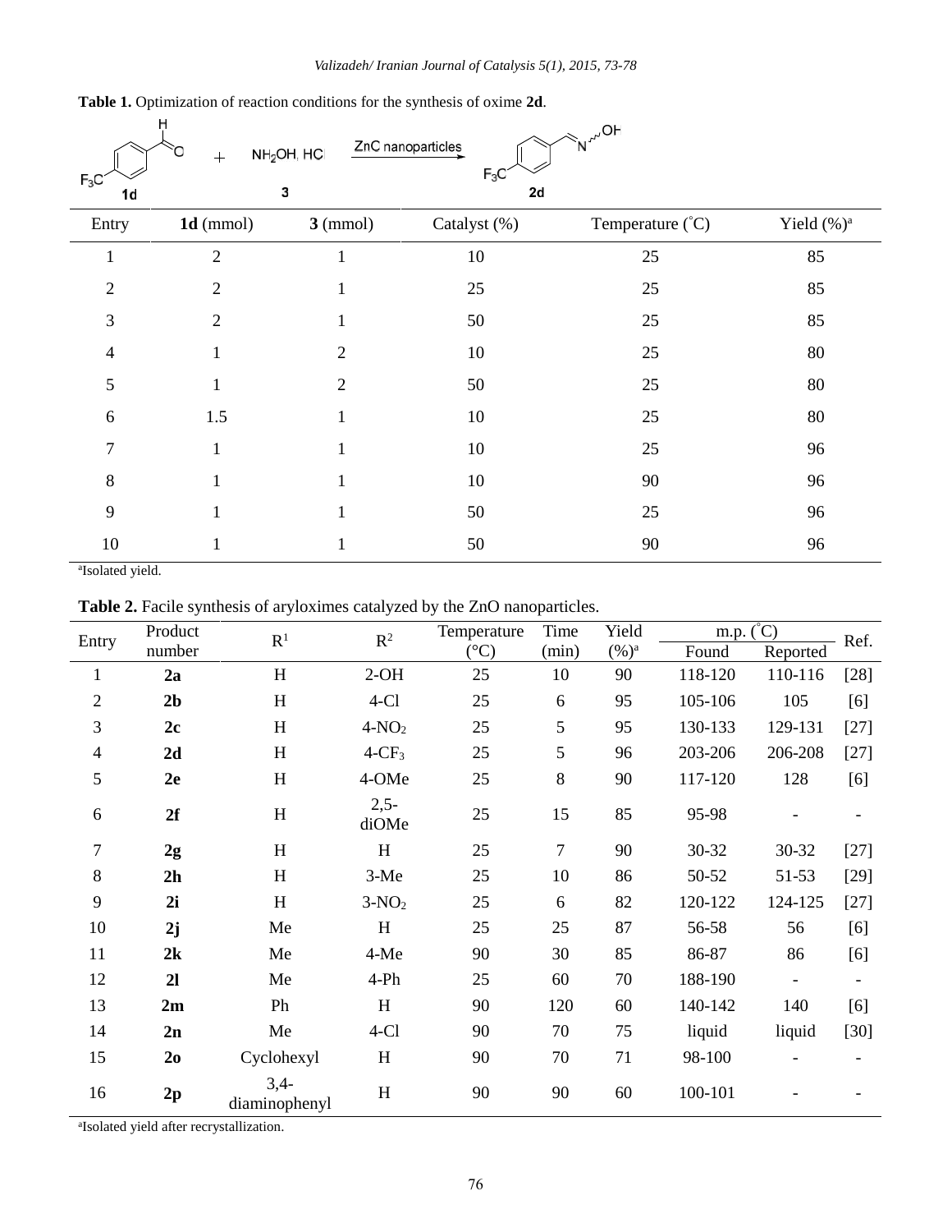**Table 1.** Optimization of reaction conditions for the synthesis of oxime **2d**.

| Entry | **1d** (mmol) | **3** (mmol) | Catalyst (%) | Temperature (°C) | Yield (%)[a] |
|---|---|---|---|---|---|
| 1 | 2 | 1 | 10 | 25 | 85 |
| 2 | 2 | 1 | 25 | 25 | 85 |
| 3 | 2 | 1 | 50 | 25 | 85 |
| 4 | 1 | 2 | 10 | 25 | 80 |
| 5 | 1 | 2 | 50 | 25 | 80 |
| 6 | 1.5 | 1 | 10 | 25 | 80 |
| 7 | 1 | 1 | 10 | 25 | 96 |
| 8 | 1 | 1 | 10 | 90 | 96 |
| 9 | 1 | 1 | 50 | 25 | 96 |
| 10 | 1 | 1 | 50 | 90 | 96 |

[a]Isolated yield.

**Table 2.** Facile synthesis of aryloximes catalyzed by the ZnO nanoparticles.

| Entry | Product number | $R^1$ | $R^2$ | Temperature (°C) | Time (min) | Yield (%)[a] | m.p. (°C) Found | m.p. (°C) Reported | Ref. |
|---|---|---|---|---|---|---|---|---|---|
| 1 | **2a** | H | 2-OH | 25 | 10 | 90 | 118-120 | 110-116 | [28] |
| 2 | **2b** | H | 4-Cl | 25 | 6 | 95 | 105-106 | 105 | [6] |
| 3 | **2c** | H | 4-$NO_2$ | 25 | 5 | 95 | 130-133 | 129-131 | [27] |
| 4 | **2d** | H | 4-$CF_3$ | 25 | 5 | 96 | 203-206 | 206-208 | [27] |
| 5 | **2e** | H | 4-OMe | 25 | 8 | 90 | 117-120 | 128 | [6] |
| 6 | **2f** | H | 2,5-diOMe | 25 | 15 | 85 | 95-98 | - | - |
| 7 | **2g** | H | H | 25 | 7 | 90 | 30-32 | 30-32 | [27] |
| 8 | **2h** | H | 3-Me | 25 | 10 | 86 | 50-52 | 51-53 | [29] |
| 9 | **2i** | H | 3-$NO_2$ | 25 | 6 | 82 | 120-122 | 124-125 | [27] |
| 10 | **2j** | Me | H | 25 | 25 | 87 | 56-58 | 56 | [6] |
| 11 | **2k** | Me | 4-Me | 90 | 30 | 85 | 86-87 | 86 | [6] |
| 12 | **2l** | Me | 4-Ph | 25 | 60 | 70 | 188-190 | - | - |
| 13 | **2m** | Ph | H | 90 | 120 | 60 | 140-142 | 140 | [6] |
| 14 | **2n** | Me | 4-Cl | 90 | 70 | 75 | liquid | liquid | [30] |
| 15 | **2o** | Cyclohexyl | H | 90 | 70 | 71 | 98-100 | - | - |
| 16 | **2p** | 3,4-diaminophenyl | H | 90 | 90 | 60 | 100-101 | - | - |

[a]Isolated yield after recrystallization.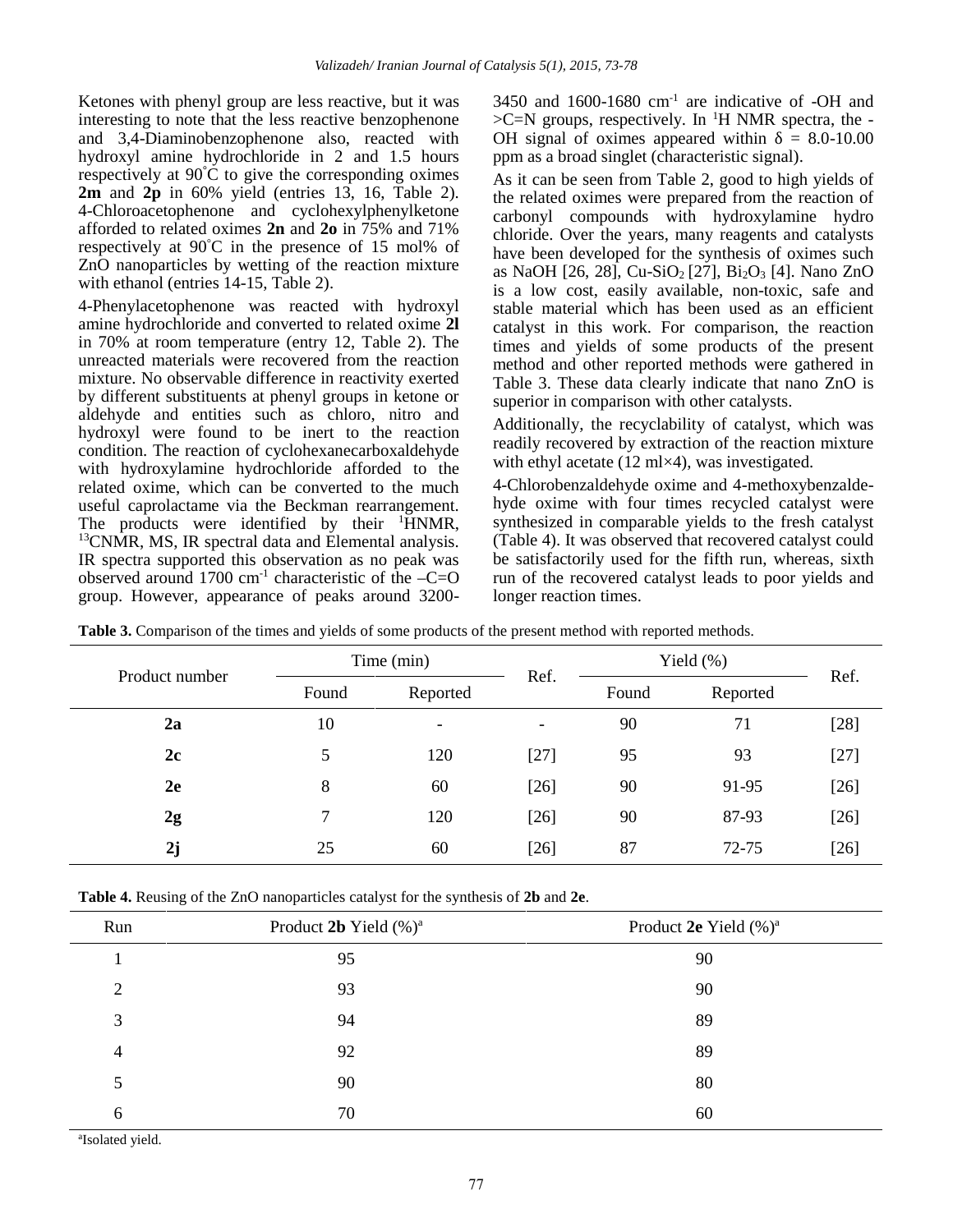Ketones with phenyl group are less reactive, but it was interesting to note that the less reactive benzophenone and 3,4-Diaminobenzophenone also, reacted with hydroxyl amine hydrochloride in 2 and 1.5 hours respectively at 90°C to give the corresponding oximes **2m** and **2p** in 60% yield (entries 13, 16, Table 2). 4-Chloroacetophenone and cyclohexylphenylketone afforded to related oximes **2n** and **2o** in 75% and 71% respectively at 90°C in the presence of 15 mol% of ZnO nanoparticles by wetting of the reaction mixture with ethanol (entries 14-15, Table 2).

4-Phenylacetophenone was reacted with hydroxyl amine hydrochloride and converted to related oxime **2l** in 70% at room temperature (entry 12, Table 2). The unreacted materials were recovered from the reaction mixture. No observable difference in reactivity exerted by different substituents at phenyl groups in ketone or aldehyde and entities such as chloro, nitro and hydroxyl were found to be inert to the reaction condition. The reaction of cyclohexanecarboxaldehyde with hydroxylamine hydrochloride afforded to the related oxime, which can be converted to the much useful caprolactame via the Beckman rearrangement. The products were identified by their $^{1}$HNMR, $^{13}$CNMR, MS, IR spectral data and Elemental analysis. IR spectra supported this observation as no peak was observed around 1700 cm$^{-1}$ characteristic of the –C=O group. However, appearance of peaks around 3200-3450 and 1600-1680 cm$^{-1}$ are indicative of -OH and >C=N groups, respectively. In $^{1}$H NMR spectra, the -OH signal of oximes appeared within $\delta$ = 8.0-10.00 ppm as a broad singlet (characteristic signal).

As it can be seen from Table 2, good to high yields of the related oximes were prepared from the reaction of carbonyl compounds with hydroxylamine hydro chloride. Over the years, many reagents and catalysts have been developed for the synthesis of oximes such as NaOH [26, 28], Cu-$SiO_2$ [27], $Bi_2O_3$ [4]. Nano ZnO is a low cost, easily available, non-toxic, safe and stable material which has been used as an efficient catalyst in this work. For comparison, the reaction times and yields of some products of the present method and other reported methods were gathered in Table 3. These data clearly indicate that nano ZnO is superior in comparison with other catalysts.

Additionally, the recyclability of catalyst, which was readily recovered by extraction of the reaction mixture with ethyl acetate (12 ml×4), was investigated.

4-Chlorobenzaldehyde oxime and 4-methoxybenzaldehyde oxime with four times recycled catalyst were synthesized in comparable yields to the fresh catalyst (Table 4). It was observed that recovered catalyst could be satisfactorily used for the fifth run, whereas, sixth run of the recovered catalyst leads to poor yields and longer reaction times.

**Table 3.** Comparison of the times and yields of some products of the present method with reported methods.

| Product number | Time (min) | | Ref. | Yield (%) | | Ref. |
|---|---|---|---|---|---|---|
| | Found | Reported | | Found | Reported | |
| **2a** | 10 | - | - | 90 | 71 | [28] |
| **2c** | 5 | 120 | [27] | 95 | 93 | [27] |
| **2e** | 8 | 60 | [26] | 90 | 91-95 | [26] |
| **2g** | 7 | 120 | [26] | 90 | 87-93 | [26] |
| **2j** | 25 | 60 | [26] | 87 | 72-75 | [26] |

**Table 4.** Reusing of the ZnO nanoparticles catalyst for the synthesis of **2b** and **2e**.

| Run | Product **2b** Yield (%)[a] | Product **2e** Yield (%)[a] |
|---|---|---|
| 1 | 95 | 90 |
| 2 | 93 | 90 |
| 3 | 94 | 89 |
| 4 | 92 | 89 |
| 5 | 90 | 80 |
| 6 | 70 | 60 |

[a]Isolated yield.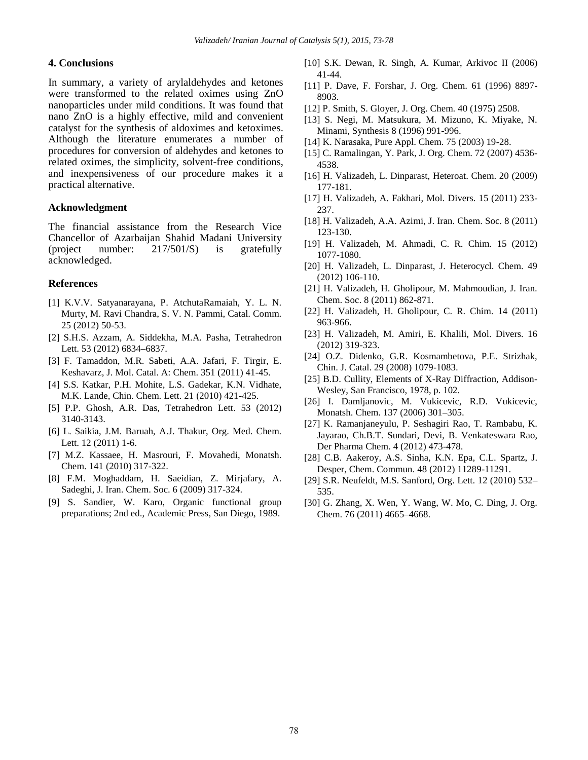## 4. Conclusions

In summary, a variety of arylaldehydes and ketones were transformed to the related oximes using ZnO nanoparticles under mild conditions. It was found that nano ZnO is a highly effective, mild and convenient catalyst for the synthesis of aldoximes and ketoximes. Although the literature enumerates a number of procedures for conversion of aldehydes and ketones to related oximes, the simplicity, solvent-free conditions, and inexpensiveness of our procedure makes it a practical alternative.

## Acknowledgment

The financial assistance from the Research Vice Chancellor of Azarbaijan Shahid Madani University (project number: 217/501/S) is gratefully acknowledged.

## References

[1] K.V.V. Satyanarayana, P. AtchutaRamaiah, Y. L. N. Murty, M. Ravi Chandra, S. V. N. Pammi, Catal. Comm. 25 (2012) 50-53.

[2] S.H.S. Azzam, A. Siddekha, M.A. Pasha, Tetrahedron Lett. 53 (2012) 6834–6837.

[3] F. Tamaddon, M.R. Sabeti, A.A. Jafari, F. Tirgir, E. Keshavarz, J. Mol. Catal. A: Chem. 351 (2011) 41-45.

[4] S.S. Katkar, P.H. Mohite, L.S. Gadekar, K.N. Vidhate, M.K. Lande, Chin. Chem. Lett. 21 (2010) 421-425.

[5] P.P. Ghosh, A.R. Das, Tetrahedron Lett. 53 (2012) 3140-3143.

[6] L. Saikia, J.M. Baruah, A.J. Thakur, Org. Med. Chem. Lett. 12 (2011) 1-6.

[7] M.Z. Kassaee, H. Masrouri, F. Movahedi, Monatsh. Chem. 141 (2010) 317-322.

[8] F.M. Moghaddam, H. Saeidian, Z. Mirjafary, A. Sadeghi, J. Iran. Chem. Soc. 6 (2009) 317-324.

[9] S. Sandier, W. Karo, Organic functional group preparations; 2nd ed., Academic Press, San Diego, 1989.

[10] S.K. Dewan, R. Singh, A. Kumar, Arkivoc II (2006) 41-44.

[11] P. Dave, F. Forshar, J. Org. Chem. 61 (1996) 8897-8903.

[12] P. Smith, S. Gloyer, J. Org. Chem. 40 (1975) 2508.

[13] S. Negi, M. Matsukura, M. Mizuno, K. Miyake, N. Minami, Synthesis 8 (1996) 991-996.

[14] K. Narasaka, Pure Appl. Chem. 75 (2003) 19-28.

[15] C. Ramalingan, Y. Park, J. Org. Chem. 72 (2007) 4536-4538.

[16] H. Valizadeh, L. Dinparast, Heteroat. Chem. 20 (2009) 177-181.

[17] H. Valizadeh, A. Fakhari, Mol. Divers. 15 (2011) 233-237.

[18] H. Valizadeh, A.A. Azimi, J. Iran. Chem. Soc. 8 (2011) 123-130.

[19] H. Valizadeh, M. Ahmadi, C. R. Chim. 15 (2012) 1077-1080.

[20] H. Valizadeh, L. Dinparast, J. Heterocycl. Chem. 49 (2012) 106-110.

[21] H. Valizadeh, H. Gholipour, M. Mahmoudian, J. Iran. Chem. Soc. 8 (2011) 862-871.

[22] H. Valizadeh, H. Gholipour, C. R. Chim. 14 (2011) 963-966.

[23] H. Valizadeh, M. Amiri, E. Khalili, Mol. Divers. 16 (2012) 319-323.

[24] O.Z. Didenko, G.R. Kosmambetova, P.E. Strizhak, Chin. J. Catal. 29 (2008) 1079-1083.

[25] B.D. Cullity, Elements of X-Ray Diffraction, Addison-Wesley, San Francisco, 1978, p. 102.

[26] I. Damljanovic, M. Vukicevic, R.D. Vukicevic, Monatsh. Chem. 137 (2006) 301–305.

[27] K. Ramanjaneyulu, P. Seshagiri Rao, T. Rambabu, K. Jayarao, Ch.B.T. Sundari, Devi, B. Venkateswara Rao, Der Pharma Chem. 4 (2012) 473-478.

[28] C.B. Aakeroy, A.S. Sinha, K.N. Epa, C.L. Spartz, J. Desper, Chem. Commun. 48 (2012) 11289-11291.

[29] S.R. Neufeldt, M.S. Sanford, Org. Lett. 12 (2010) 532–535.

[30] G. Zhang, X. Wen, Y. Wang, W. Mo, C. Ding, J. Org. Chem. 76 (2011) 4665–4668.